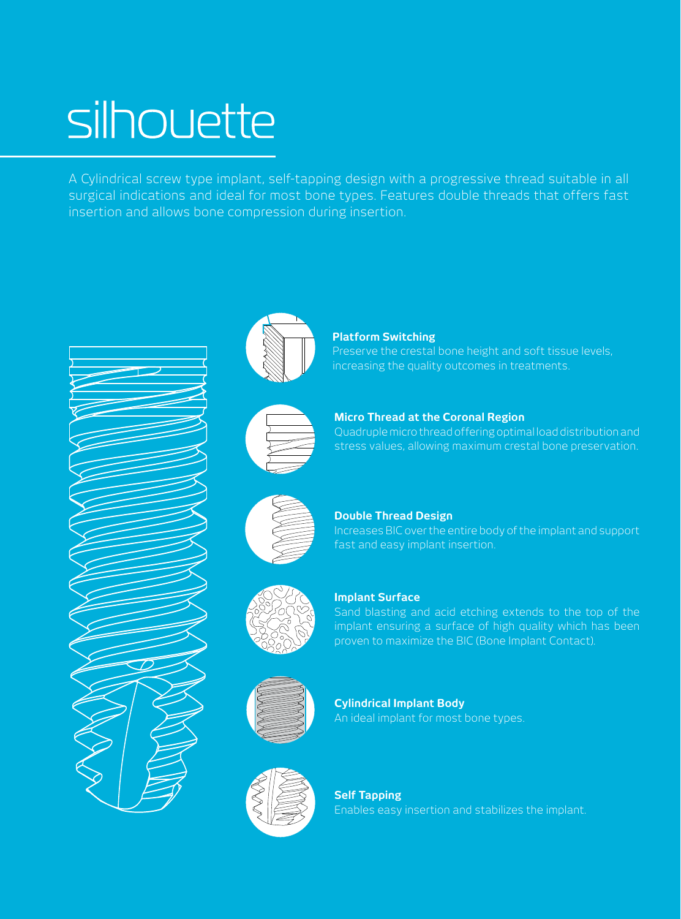# silhouette

A Cylindrical screw type implant, self-tapping design with a progressive thread suitable in all surgical indications and ideal for most bone types. Features double threads that offers fast insertion and allows bone compression during insertion.

**Platform Switching**
Preserve the crestal bone height and soft tissue levels, increasing the quality outcomes in treatments.

**Micro Thread at the Coronal Region**
Quadruple micro thread offering optimal load distribution and stress values, allowing maximum crestal bone preservation.

**Double Thread Design**
Increases BIC over the entire body of the implant and support fast and easy implant insertion.

**Implant Surface**
Sand blasting and acid etching extends to the top of the implant ensuring a surface of high quality which has been proven to maximize the BIC (Bone Implant Contact).

**Cylindrical Implant Body**
An ideal implant for most bone types.

**Self Tapping**
Enables easy insertion and stabilizes the implant.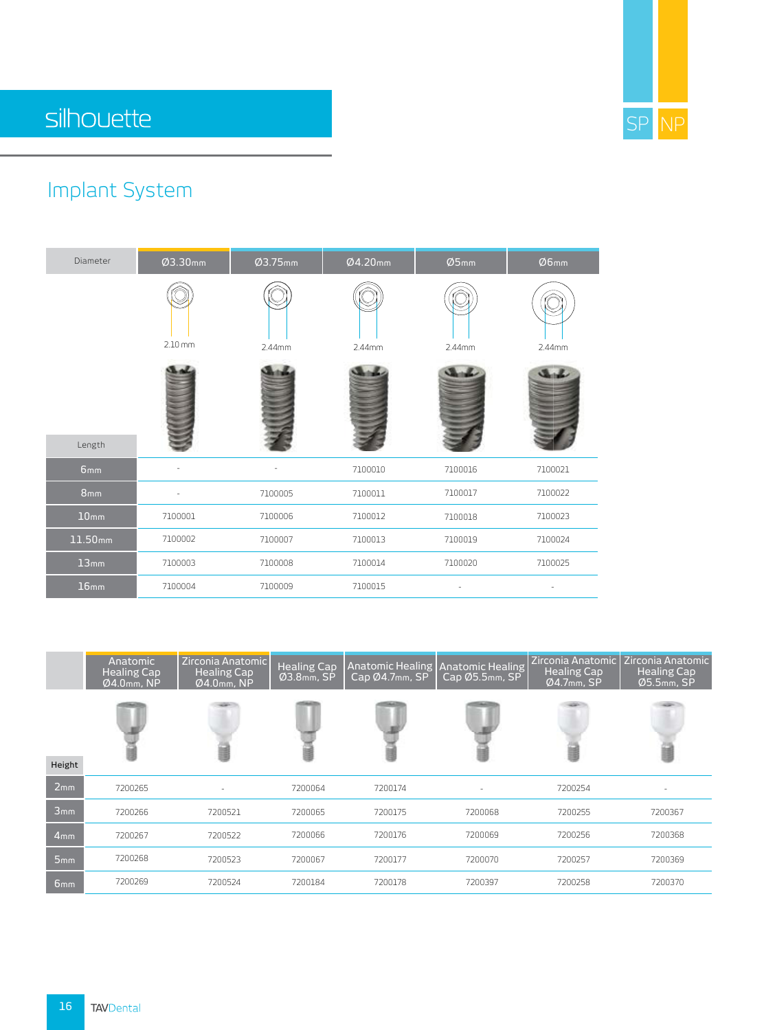# silhouette

SP NP

## Implant System

| Diameter | Ø3.30mm | Ø3.75mm | Ø4.20mm | Ø5mm | Ø6mm |
|---|---|---|---|---|---|
| | 2.10 mm | 2.44mm | 2.44mm | 2.44mm | 2.44mm |
| **Length** | | | | | |
| 6mm | - | - | 7100010 | 7100016 | 7100021 |
| 8mm | - | 7100005 | 7100011 | 7100017 | 7100022 |
| 10mm | 7100001 | 7100006 | 7100012 | 7100018 | 7100023 |
| 11.50mm | 7100002 | 7100007 | 7100013 | 7100019 | 7100024 |
| 13mm | 7100003 | 7100008 | 7100014 | 7100020 | 7100025 |
| 16mm | 7100004 | 7100009 | 7100015 | - | - |

| Height | Anatomic Healing Cap Ø4.0mm, NP | Zirconia Anatomic Healing Cap Ø4.0mm, NP | Healing Cap Ø3.8mm, SP | Anatomic Healing Cap Ø4.7mm, SP | Anatomic Healing Cap Ø5.5mm, SP | Zirconia Anatomic Healing Cap Ø4.7mm, SP | Zirconia Anatomic Healing Cap Ø5.5mm, SP |
|---|---|---|---|---|---|---|---|
| 2mm | 7200265 | - | 7200064 | 7200174 | - | 7200254 | - |
| 3mm | 7200266 | 7200521 | 7200065 | 7200175 | 7200068 | 7200255 | 7200367 |
| 4mm | 7200267 | 7200522 | 7200066 | 7200176 | 7200069 | 7200256 | 7200368 |
| 5mm | 7200268 | 7200523 | 7200067 | 7200177 | 7200070 | 7200257 | 7200369 |
| 6mm | 7200269 | 7200524 | 7200184 | 7200178 | 7200397 | 7200258 | 7200370 |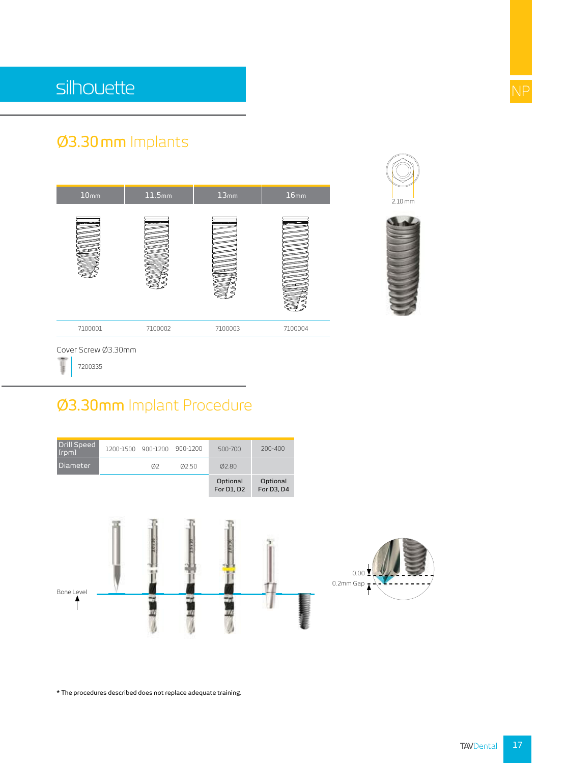# silhouette

NP

## Ø3.30 mm Implants

| 10mm | 11.5mm | 13mm | 16mm |
| --- | --- | --- | --- |
| 7100001 | 7100002 | 7100003 | 7100004 |

2.10 mm

Cover Screw Ø3.30mm

7200335

## Ø3.30mm Implant Procedure

| Drill Speed [rpm] | 1200-1500 | 900-1200 | 900-1200 | 500-700 | 200-400 |
| --- | --- | --- | --- | --- | --- |
| Diameter | | Ø2 | Ø2.50 | Ø2.80 | |
| | | | | Optional For D1, D2 | Optional For D3, D4 |

Bone Level

0.00

0.2mm Gap

* The procedures described does not replace adequate training.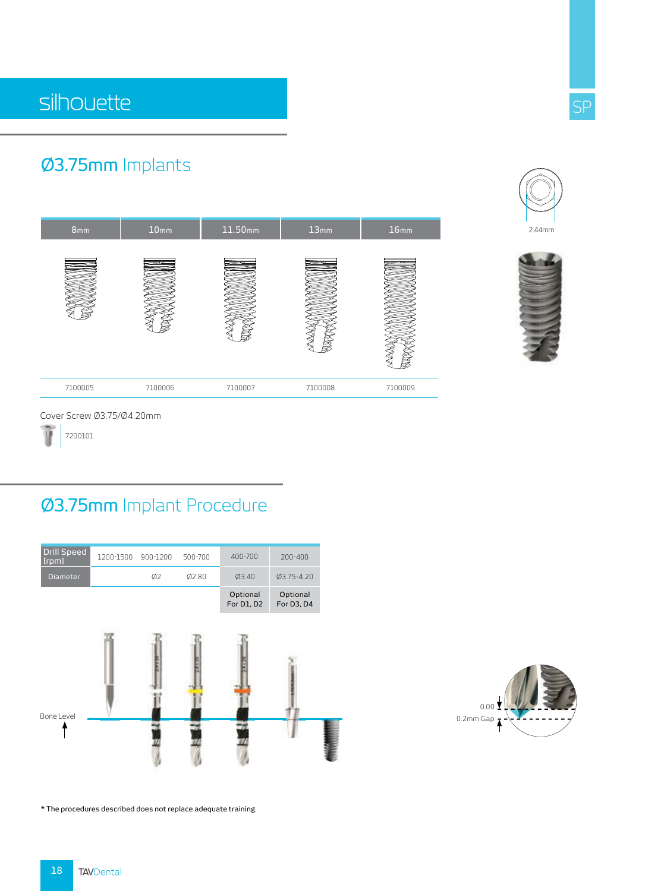# silhouette

## Ø3.75mm Implants

| 8mm | 10mm | 11.50mm | 13mm | 16mm |
|---|---|---|---|---|
| 7100005 | 7100006 | 7100007 | 7100008 | 7100009 |

2.44mm

Cover Screw Ø3.75/Ø4.20mm

7200101

## Ø3.75mm Implant Procedure

| Drill Speed [rpm] | 1200-1500 | 900-1200 | 500-700 | 400-700 | 200-400 |
|---|---|---|---|---|---|
| Diameter | | Ø2 | Ø2.80 | Ø3.40 | Ø3.75-4.20 |
| | | | | Optional For D1, D2 | Optional For D3, D4 |

Bone Level

0.00

0.2mm Gap

\* The procedures described does not replace adequate training.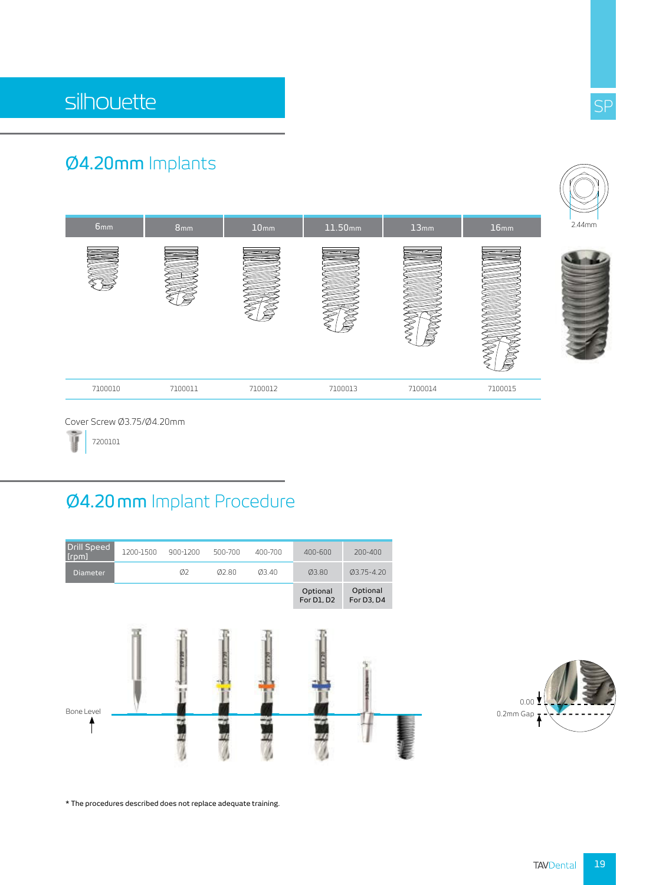# silhouette

SP

## Ø4.20mm Implants

| 6mm | 8mm | 10mm | 11.50mm | 13mm | 16mm |
|---|---|---|---|---|---|
| 7100010 | 7100011 | 7100012 | 7100013 | 7100014 | 7100015 |

2.44mm

Cover Screw Ø3.75/Ø4.20mm

7200101

## Ø4.20 mm Implant Procedure

| Drill Speed [rpm] | 1200-1500 | 900-1200 | 500-700 | 400-700 | 400-600 | 200-400 |
|---|---|---|---|---|---|---|
| Diameter | | Ø2 | Ø2.80 | Ø3.40 | Ø3.80 | Ø3.75-4.20 |
| | | | | | Optional For D1, D2 | Optional For D3, D4 |

Bone Level

0.00

0.2mm Gap

* The procedures described does not replace adequate training.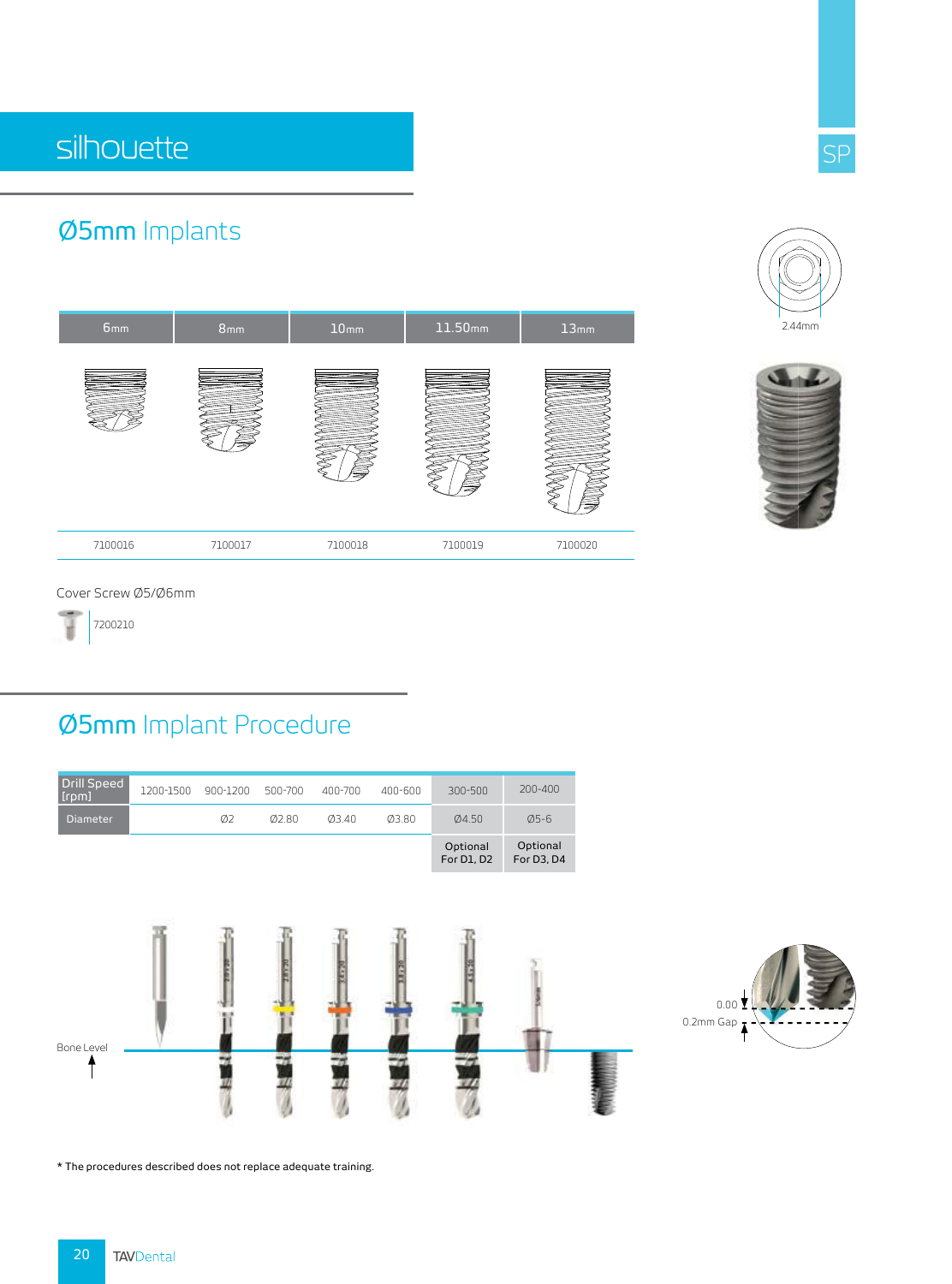# silhouette

## Ø5mm Implants

| 6mm | 8mm | 10mm | 11.50mm | 13mm |
|---|---|---|---|---|
| 7100016 | 7100017 | 7100018 | 7100019 | 7100020 |

2.44mm

Cover Screw Ø5/Ø6mm

7200210

## Ø5mm Implant Procedure

| Drill Speed [rpm] | 1200-1500 | 900-1200 | 500-700 | 400-700 | 400-600 | 300-500 | 200-400 |
|---|---|---|---|---|---|---|---|
| Diameter | | Ø2 | Ø2.80 | Ø3.40 | Ø3.80 | Ø4.50 | Ø5-6 |
| | | | | | | Optional For D1, D2 | Optional For D3, D4 |

Bone Level

0.00

0.2mm Gap

* The procedures described does not replace adequate training.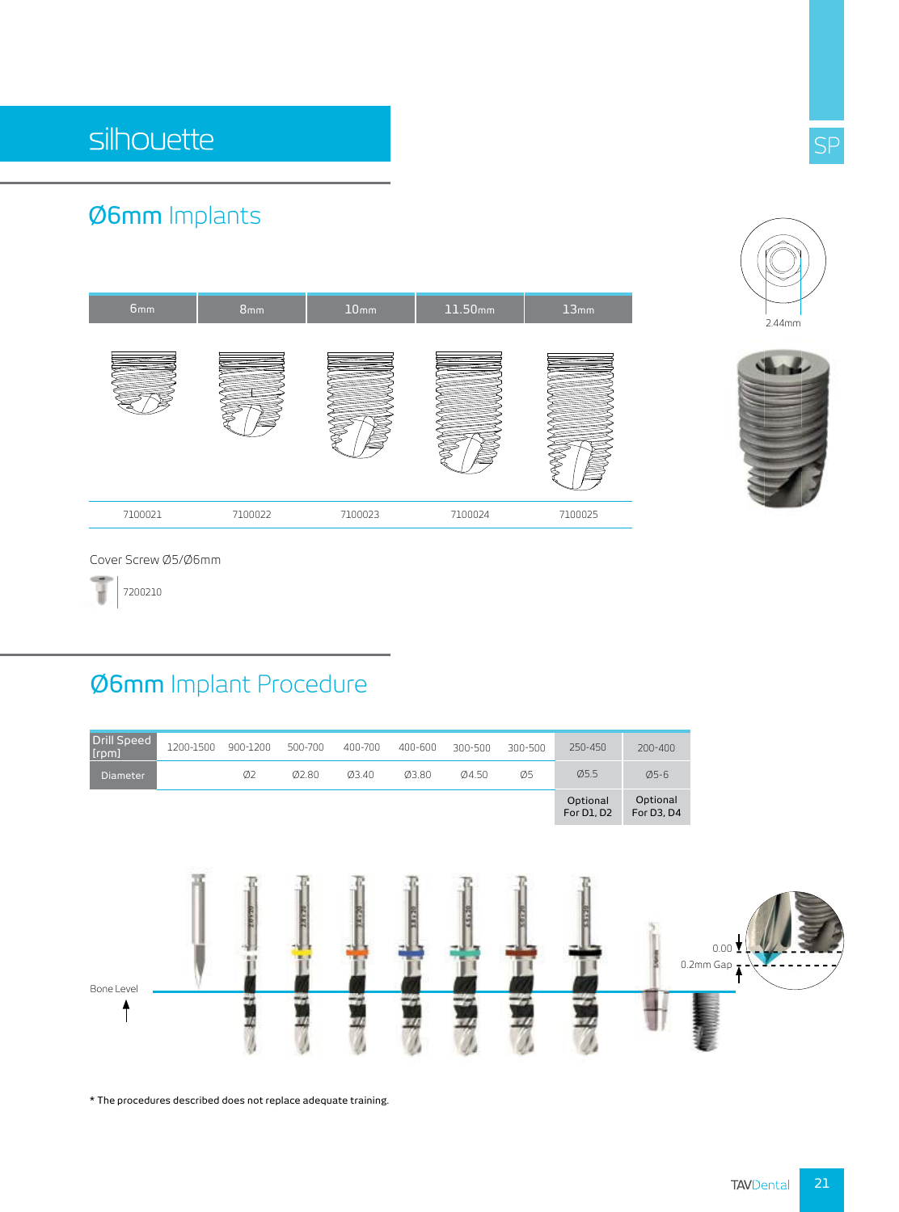# silhouette

## Ø6mm Implants

| 6mm | 8mm | 10mm | 11.50mm | 13mm |
|---|---|---|---|---|
| 7100021 | 7100022 | 7100023 | 7100024 | 7100025 |

2.44mm

Cover Screw Ø5/Ø6mm

7200210

## Ø6mm Implant Procedure

| Drill Speed [rpm] | 1200-1500 | 900-1200 | 500-700 | 400-700 | 400-600 | 300-500 | 300-500 | 250-450 | 200-400 |
|---|---|---|---|---|---|---|---|---|---|
| Diameter | | Ø2 | Ø2.80 | Ø3.40 | Ø3.80 | Ø4.50 | Ø5 | Ø5.5 | Ø5-6 |
| | | | | | | | | Optional For D1, D2 | Optional For D3, D4 |

Bone Level

0.00

0.2mm Gap

* The procedures described does not replace adequate training.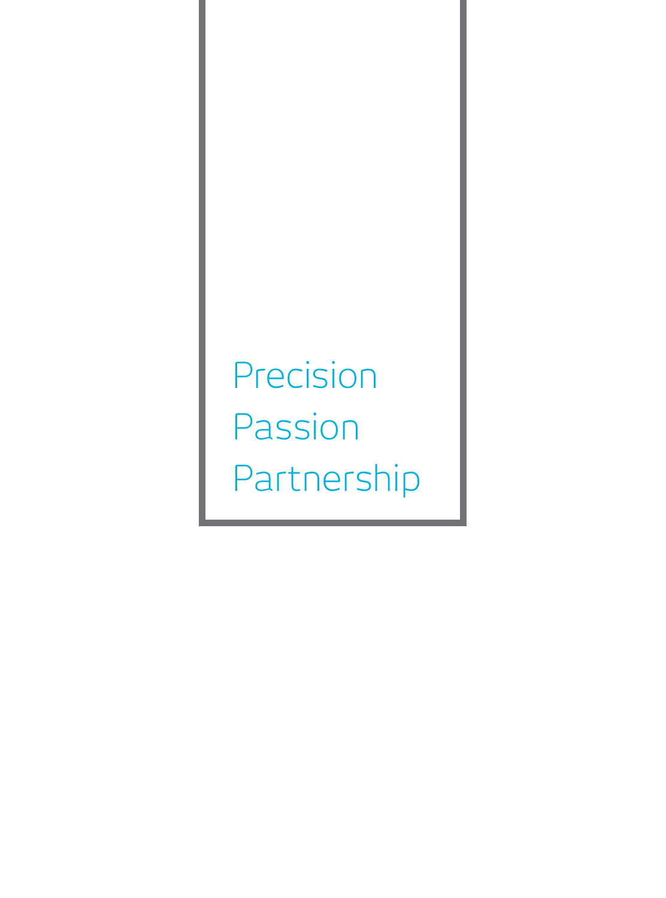Precision

Passion

Partnership